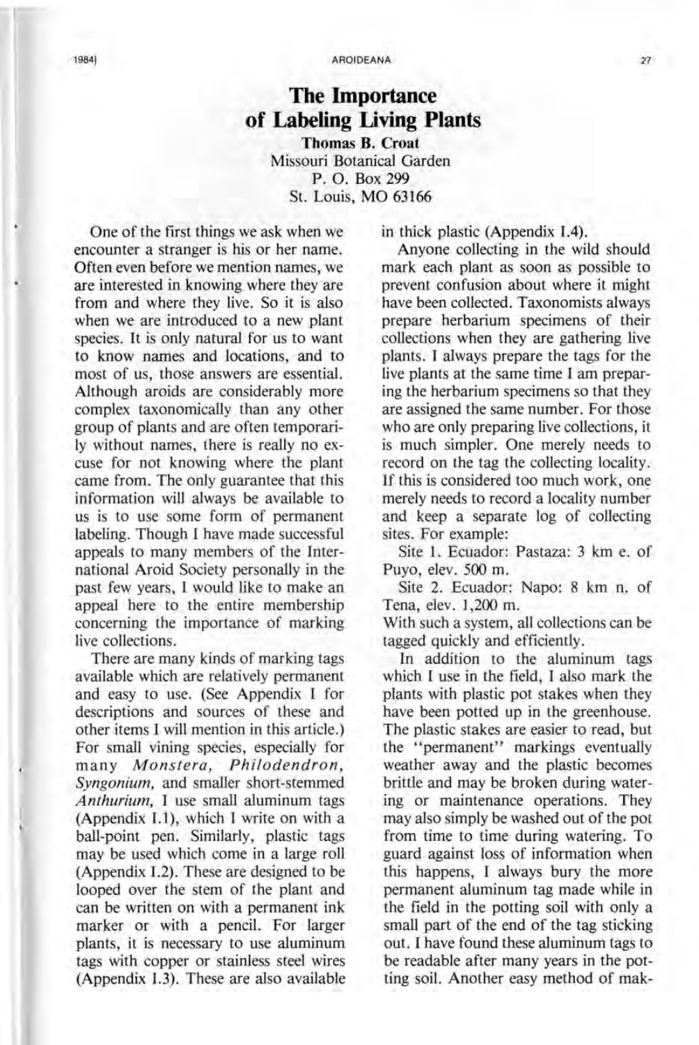# The Importance of Labeling Living Plants

**Thomas B. Croat**
Missouri Botanical Garden
P. O. Box 299
St. Louis, MO 63166

One of the first things we ask when we encounter a stranger is his or her name. Often even before we mention names, we are interested in knowing where they are from and where they live. So it is also when we are introduced to a new plant species. It is only natural for us to want to know names and locations, and to most of us, those answers are essential. Although aroids are considerably more complex taxonomically than any other group of plants and are often temporarily without names, there is really no excuse for not knowing where the plant came from. The only guarantee that this information will always be available to us is to use some form of permanent labeling. Though I have made successful appeals to many members of the International Aroid Society personally in the past few years, I would like to make an appeal here to the entire membership concerning the importance of marking live collections.

There are many kinds of marking tags available which are relatively permanent and easy to use. (See Appendix I for descriptions and sources of these and other items I will mention in this article.) For small vining species, especially for many *Monstera, Philodendron, Syngonium,* and smaller short-stemmed *Anthurium,* I use small aluminum tags (Appendix I.1), which I write on with a ball-point pen. Similarly, plastic tags may be used which come in a large roll (Appendix I.2). These are designed to be looped over the stem of the plant and can be written on with a permanent ink marker or with a pencil. For larger plants, it is necessary to use aluminum tags with copper or stainless steel wires (Appendix I.3). These are also available in thick plastic (Appendix I.4).

Anyone collecting in the wild should mark each plant as soon as possible to prevent confusion about where it might have been collected. Taxonomists always prepare herbarium specimens of their collections when they are gathering live plants. I always prepare the tags for the live plants at the same time I am preparing the herbarium specimens so that they are assigned the same number. For those who are only preparing live collections, it is much simpler. One merely needs to record on the tag the collecting locality. If this is considered too much work, one merely needs to record a locality number and keep a separate log of collecting sites. For example:

Site 1. Ecuador: Pastaza: 3 km e. of Puyo, elev. 500 m.

Site 2. Ecuador: Napo: 8 km n. of Tena, elev. 1,200 m.

With such a system, all collections can be tagged quickly and efficiently.

In addition to the aluminum tags which I use in the field, I also mark the plants with plastic pot stakes when they have been potted up in the greenhouse. The plastic stakes are easier to read, but the "permanent" markings eventually weather away and the plastic becomes brittle and may be broken during watering or maintenance operations. They may also simply be washed out of the pot from time to time during watering. To guard against loss of information when this happens, I always bury the more permanent aluminum tag made while in the field in the potting soil with only a small part of the end of the tag sticking out. I have found these aluminum tags to be readable after many years in the potting soil. Another easy method of mak-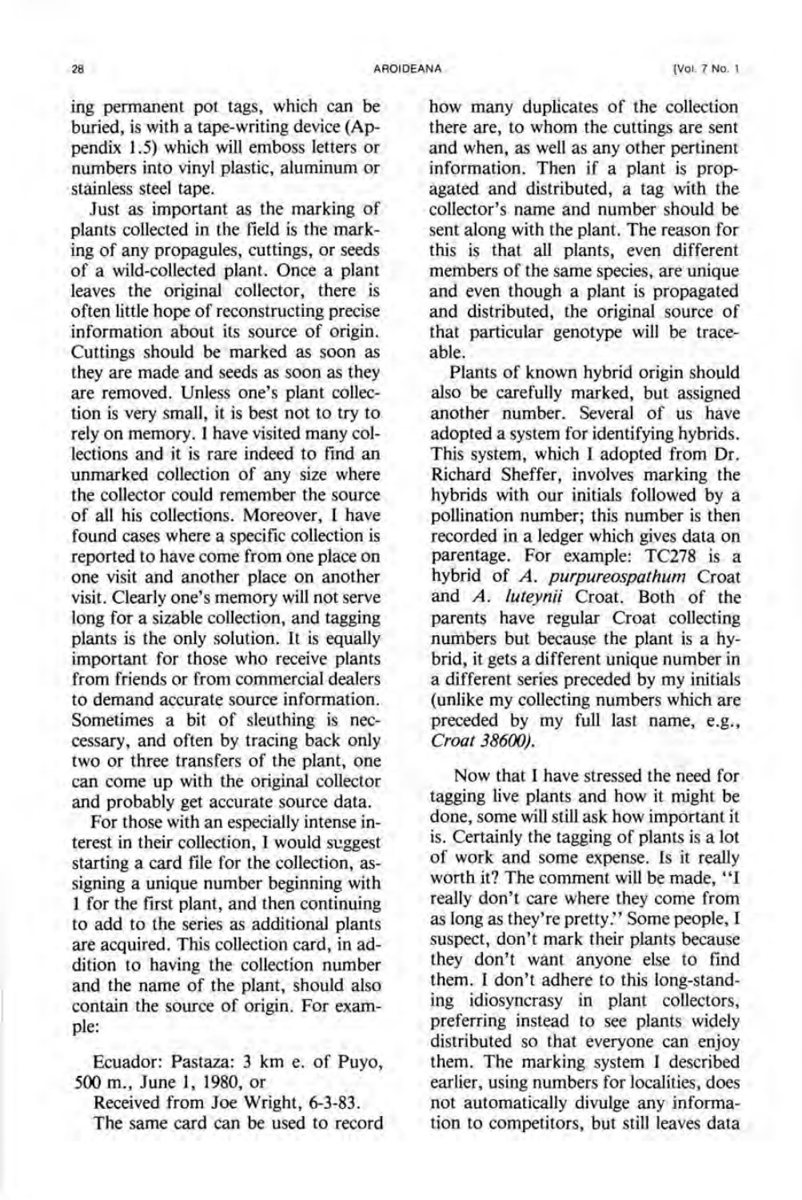ing permanent pot tags, which can be buried, is with a tape-writing device (Appendix 1.5) which will emboss letters or numbers into vinyl plastic, aluminum or stainless steel tape.

Just as important as the marking of plants collected in the field is the marking of any propagules, cuttings, or seeds of a wild-collected plant. Once a plant leaves the original collector, there is often little hope of reconstructing precise information about its source of origin. Cuttings should be marked as soon as they are made and seeds as soon as they are removed. Unless one's plant collection is very small, it is best not to try to rely on memory. I have visited many collections and it is rare indeed to find an unmarked collection of any size where the collector could remember the source of all his collections. Moreover, I have found cases where a specific collection is reported to have come from one place on one visit and another place on another visit. Clearly one's memory will not serve long for a sizable collection, and tagging plants is the only solution. It is equally important for those who receive plants from friends or from commercial dealers to demand accurate source information. Sometimes a bit of sleuthing is necessary, and often by tracing back only two or three transfers of the plant, one can come up with the original collector and probably get accurate source data.

For those with an especially intense interest in their collection, I would suggest starting a card file for the collection, assigning a unique number beginning with 1 for the first plant, and then continuing to add to the series as additional plants are acquired. This collection card, in addition to having the collection number and the name of the plant, should also contain the source of origin. For example:

Ecuador: Pastaza: 3 km e. of Puyo, 500 m., June 1, 1980, or

Received from Joe Wright, 6-3-83.

The same card can be used to record how many duplicates of the collection there are, to whom the cuttings are sent and when, as well as any other pertinent information. Then if a plant is propagated and distributed, a tag with the collector's name and number should be sent along with the plant. The reason for this is that all plants, even different members of the same species, are unique and even though a plant is propagated and distributed, the original source of that particular genotype will be traceable.

Plants of known hybrid origin should also be carefully marked, but assigned another number. Several of us have adopted a system for identifying hybrids. This system, which I adopted from Dr. Richard Sheffer, involves marking the hybrids with our initials followed by a pollination number; this number is then recorded in a ledger which gives data on parentage. For example: TC278 is a hybrid of *A. purpureospathum* Croat and *A. luteynii* Croat. Both of the parents have regular Croat collecting numbers but because the plant is a hybrid, it gets a different unique number in a different series preceded by my initials (unlike my collecting numbers which are preceded by my full last name, e.g., *Croat 38600)*.

Now that I have stressed the need for tagging live plants and how it might be done, some will still ask how important it is. Certainly the tagging of plants is a lot of work and some expense. Is it really worth it? The comment will be made, "I really don't care where they come from as long as they're pretty." Some people, I suspect, don't mark their plants because they don't want anyone else to find them. I don't adhere to this long-standing idiosyncrasy in plant collectors, preferring instead to see plants widely distributed so that everyone can enjoy them. The marking system I described earlier, using numbers for localities, does not automatically divulge any information to competitors, but still leaves data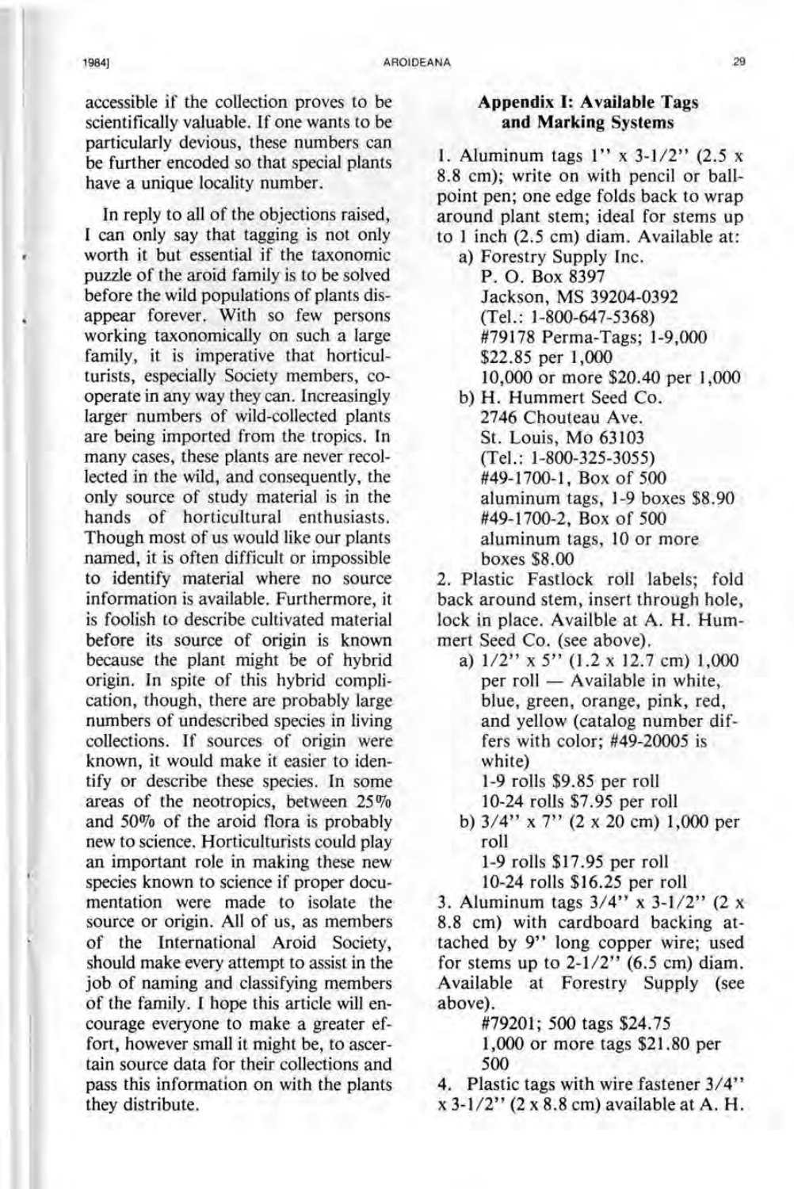accessible if the collection proves to be scientifically valuable. If one wants to be particularly devious, these numbers can be further encoded so that special plants have a unique locality number.

In reply to all of the objections raised, I can only say that tagging is not only worth it but essential if the taxonomic puzzle of the aroid family is to be solved before the wild populations of plants disappear forever. With so few persons working taxonomically on such a large family, it is imperative that horticulturists, especially Society members, cooperate in any way they can. Increasingly larger numbers of wild-collected plants are being imported from the tropics. In many cases, these plants are never recollected in the wild, and consequently, the only source of study material is in the hands of horticultural enthusiasts. Though most of us would like our plants named, it is often difficult or impossible to identify material where no source information is available. Furthermore, it is foolish to describe cultivated material before its source of origin is known because the plant might be of hybrid origin. In spite of this hybrid complication, though, there are probably large numbers of undescribed species in living collections. If sources of origin were known, it would make it easier to identify or describe these species. In some areas of the neotropics, between 25% and 50% of the aroid flora is probably new to science. Horticulturists could play an important role in making these new species known to science if proper documentation were made to isolate the source or origin. All of us, as members of the International Aroid Society, should make every attempt to assist in the job of naming and classifying members of the family. I hope this article will encourage everyone to make a greater effort, however small it might be, to ascertain source data for their collections and pass this information on with the plants they distribute.

## Appendix I: Available Tags and Marking Systems

1. Aluminum tags 1" x 3-1/2" (2.5 x 8.8 cm); write on with pencil or ballpoint pen; one edge folds back to wrap around plant stem; ideal for stems up to 1 inch (2.5 cm) diam. Available at:
   a) Forestry Supply Inc.
      P. O. Box 8397
      Jackson, MS 39204-0392
      (Tel.: 1-800-647-5368)
      #79178 Perma-Tags; 1-9,000 $22.85 per 1,000
      10,000 or more $20.40 per 1,000
   b) H. Hummert Seed Co.
      2746 Chouteau Ave.
      St. Louis, Mo 63103
      (Tel.: 1-800-325-3055)
      #49-1700-1, Box of 500 aluminum tags, 1-9 boxes $8.90
      #49-1700-2, Box of 500 aluminum tags, 10 or more boxes $8.00
2. Plastic Fastlock roll labels; fold back around stem, insert through hole, lock in place. Availble at A. H. Hummert Seed Co. (see above).
   a) 1/2" x 5" (1.2 x 12.7 cm) 1,000 per roll — Available in white, blue, green, orange, pink, red, and yellow (catalog number differs with color; #49-20005 is white)
      1-9 rolls $9.85 per roll
      10-24 rolls $7.95 per roll
   b) 3/4" x 7" (2 x 20 cm) 1,000 per roll
      1-9 rolls $17.95 per roll
      10-24 rolls $16.25 per roll
3. Aluminum tags 3/4" x 3-1/2" (2 x 8.8 cm) with cardboard backing attached by 9" long copper wire; used for stems up to 2-1/2" (6.5 cm) diam. Available at Forestry Supply (see above).
   #79201; 500 tags $24.75
   1,000 or more tags $21.80 per 500
4. Plastic tags with wire fastener 3/4" x 3-1/2" (2 x 8.8 cm) available at A. H.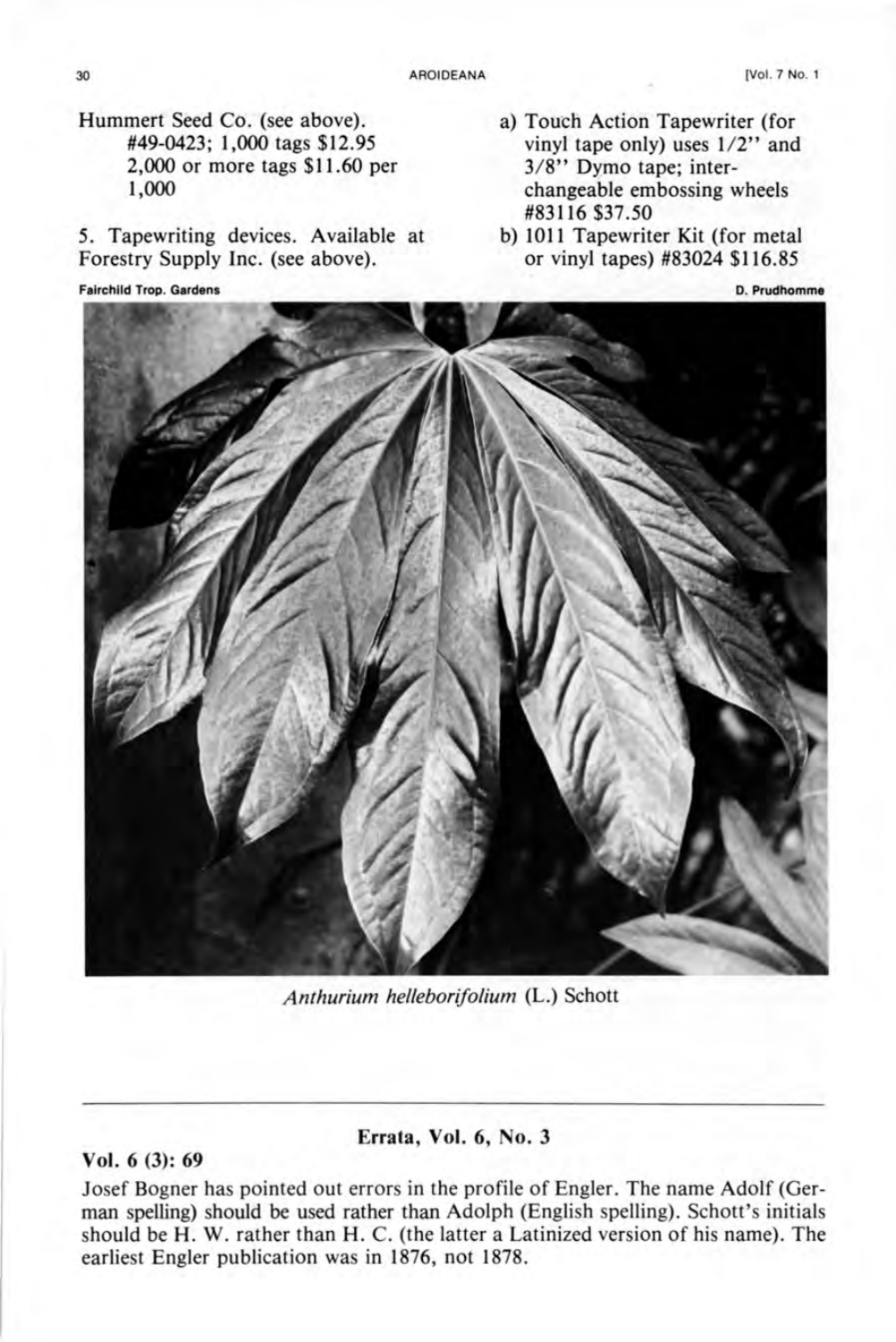Hummert Seed Co. (see above).
#49-0423; 1,000 tags $12.95
2,000 or more tags $11.60 per 1,000

5. Tapewriting devices. Available at Forestry Supply Inc. (see above).

a) Touch Action Tapewriter (for vinyl tape only) uses 1/2" and 3/8" Dymo tape; interchangeable embossing wheels #83116 $37.50

b) 1011 Tapewriter Kit (for metal or vinyl tapes) #83024 $116.85

Fairchild Trop. Gardens D. Prudhomme

*Anthurium helleborifolium* (L.) Schott

---

## Errata, Vol. 6, No. 3

**Vol. 6 (3): 69**

Josef Bogner has pointed out errors in the profile of Engler. The name Adolf (German spelling) should be used rather than Adolph (English spelling). Schott's initials should be H. W. rather than H. C. (the latter a Latinized version of his name). The earliest Engler publication was in 1876, not 1878.